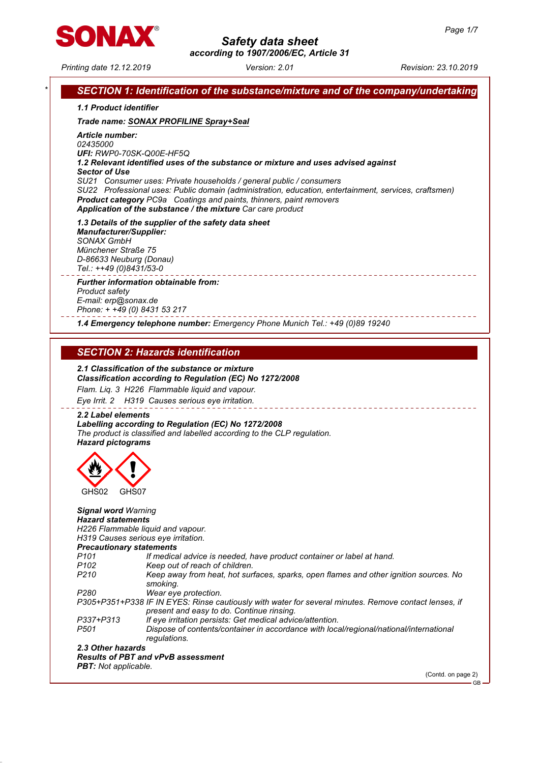# Safety data sheet
according to 1907/2006/EC, Article 31

Printing date 12.12.2019 | Version: 2.01 | Revision: 23.10.2019

## SECTION 1: Identification of the substance/mixture and of the company/undertaking

**1.1 Product identifier**

**Trade name:** **SONAX PROFILINE Spray+Seal**

**Article number:**
02435000
**UFI:** RWP0-70SK-Q00E-HF5Q

**1.2 Relevant identified uses of the substance or mixture and uses advised against**

**Sector of Use**
SU21 Consumer uses: Private households / general public / consumers
SU22 Professional uses: Public domain (administration, education, entertainment, services, craftsmen)
**Product category** PC9a Coatings and paints, thinners, paint removers
**Application of the substance / the mixture** Car care product

**1.3 Details of the supplier of the safety data sheet**

**Manufacturer/Supplier:**
SONAX GmbH
Münchener Straße 75
D-86633 Neuburg (Donau)
Tel.: ++49 (0)8431/53-0

**Further information obtainable from:**
Product safety
E-mail: erp@sonax.de
Phone: + +49 (0) 8431 53 217

**1.4 Emergency telephone number:** Emergency Phone Munich Tel.: +49 (0)89 19240

## SECTION 2: Hazards identification

**2.1 Classification of the substance or mixture**

**Classification according to Regulation (EC) No 1272/2008**
Flam. Liq. 3 H226 Flammable liquid and vapour.
Eye Irrit. 2 H319 Causes serious eye irritation.

**2.2 Label elements**

**Labelling according to Regulation (EC) No 1272/2008**
The product is classified and labelled according to the CLP regulation.

**Hazard pictograms**

GHS02 GHS07

**Signal word** Warning

**Hazard statements**
H226 Flammable liquid and vapour.
H319 Causes serious eye irritation.

**Precautionary statements**

| | |
|---|---|
| P101 | If medical advice is needed, have product container or label at hand. |
| P102 | Keep out of reach of children. |
| P210 | Keep away from heat, hot surfaces, sparks, open flames and other ignition sources. No smoking. |
| P280 | Wear eye protection. |
| P305+P351+P338 | IF IN EYES: Rinse cautiously with water for several minutes. Remove contact lenses, if present and easy to do. Continue rinsing. |
| P337+P313 | If eye irritation persists: Get medical advice/attention. |
| P501 | Dispose of contents/container in accordance with local/regional/national/international regulations. |

**2.3 Other hazards**

**Results of PBT and vPvB assessment**
**PBT:** Not applicable.

(Contd. on page 2)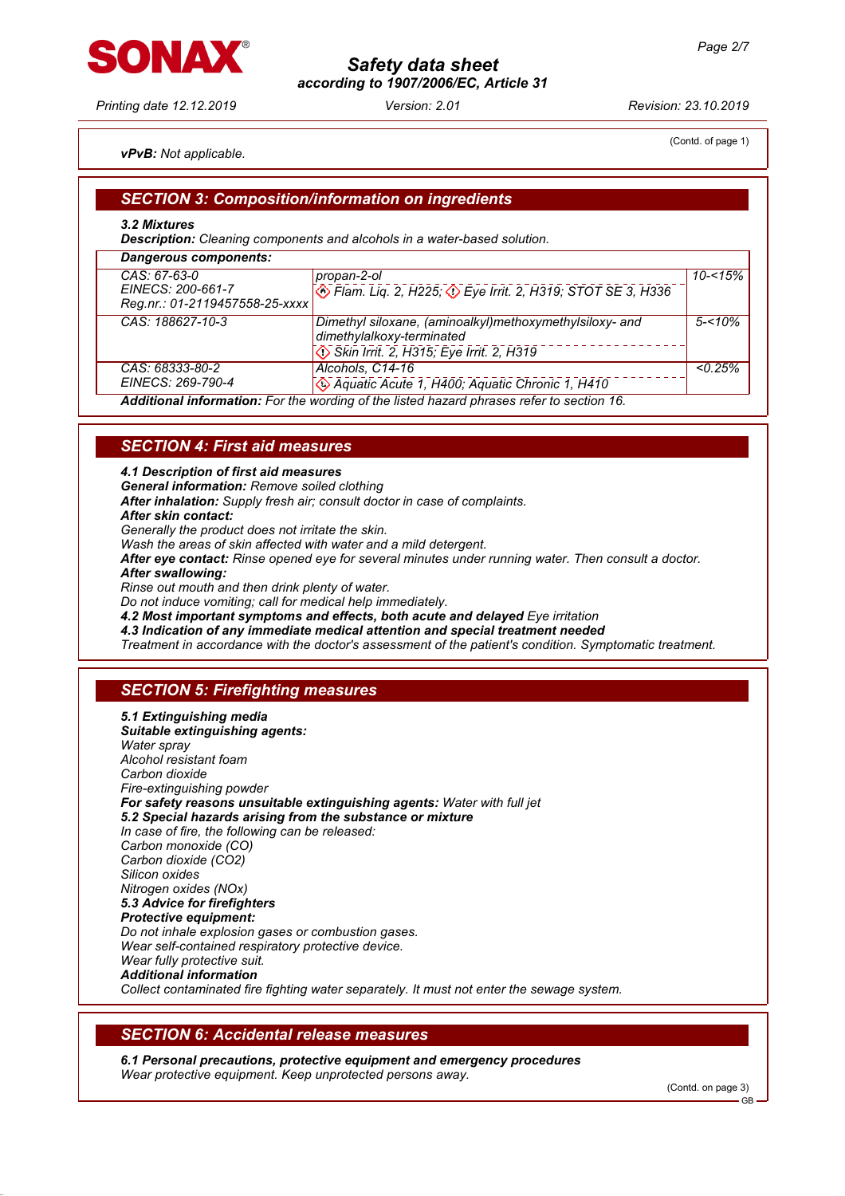(Contd. of page 1)

***vPvB:*** *Not applicable.*

## SECTION 3: Composition/information on ingredients

**3.2 Mixtures**

***Description:*** *Cleaning components and alcohols in a water-based solution.*

| Dangerous components: | | |
|---|---|---|
| CAS: 67-63-0<br>EINECS: 200-661-7<br>Reg.nr.: 01-2119457558-25-xxxx | propan-2-ol<br>Flam. Liq. 2, H225; Eye Irrit. 2, H319; STOT SE 3, H336 | 10-<15% |
| CAS: 188627-10-3 | Dimethyl siloxane, (aminoalkyl)methoxymethylsiloxy- and dimethylalkoxy-terminated<br>Skin Irrit. 2, H315; Eye Irrit. 2, H319 | 5-<10% |
| CAS: 68333-80-2<br>EINECS: 269-790-4 | Alcohols, C14-16<br>Aquatic Acute 1, H400; Aquatic Chronic 1, H410 | <0.25% |

***Additional information:*** *For the wording of the listed hazard phrases refer to section 16.*

## SECTION 4: First aid measures

**4.1 Description of first aid measures**

***General information:*** *Remove soiled clothing*

***After inhalation:*** *Supply fresh air; consult doctor in case of complaints.*

***After skin contact:***

*Generally the product does not irritate the skin.*

*Wash the areas of skin affected with water and a mild detergent.*

***After eye contact:*** *Rinse opened eye for several minutes under running water. Then consult a doctor.*

***After swallowing:***

*Rinse out mouth and then drink plenty of water.*

*Do not induce vomiting; call for medical help immediately.*

**4.2 Most important symptoms and effects, both acute and delayed** *Eye irritation*

**4.3 Indication of any immediate medical attention and special treatment needed**

*Treatment in accordance with the doctor's assessment of the patient's condition. Symptomatic treatment.*

## SECTION 5: Firefighting measures

**5.1 Extinguishing media**

***Suitable extinguishing agents:***

*Water spray*

*Alcohol resistant foam*

*Carbon dioxide*

*Fire-extinguishing powder*

***For safety reasons unsuitable extinguishing agents:*** *Water with full jet*

**5.2 Special hazards arising from the substance or mixture**

*In case of fire, the following can be released:*

*Carbon monoxide (CO)*

*Carbon dioxide ($CO_2$)*

*Silicon oxides*

*Nitrogen oxides (NOx)*

**5.3 Advice for firefighters**

***Protective equipment:***

*Do not inhale explosion gases or combustion gases.*

*Wear self-contained respiratory protective device.*

*Wear fully protective suit.*

***Additional information***

*Collect contaminated fire fighting water separately. It must not enter the sewage system.*

## SECTION 6: Accidental release measures

**6.1 Personal precautions, protective equipment and emergency procedures**

*Wear protective equipment. Keep unprotected persons away.*

(Contd. on page 3)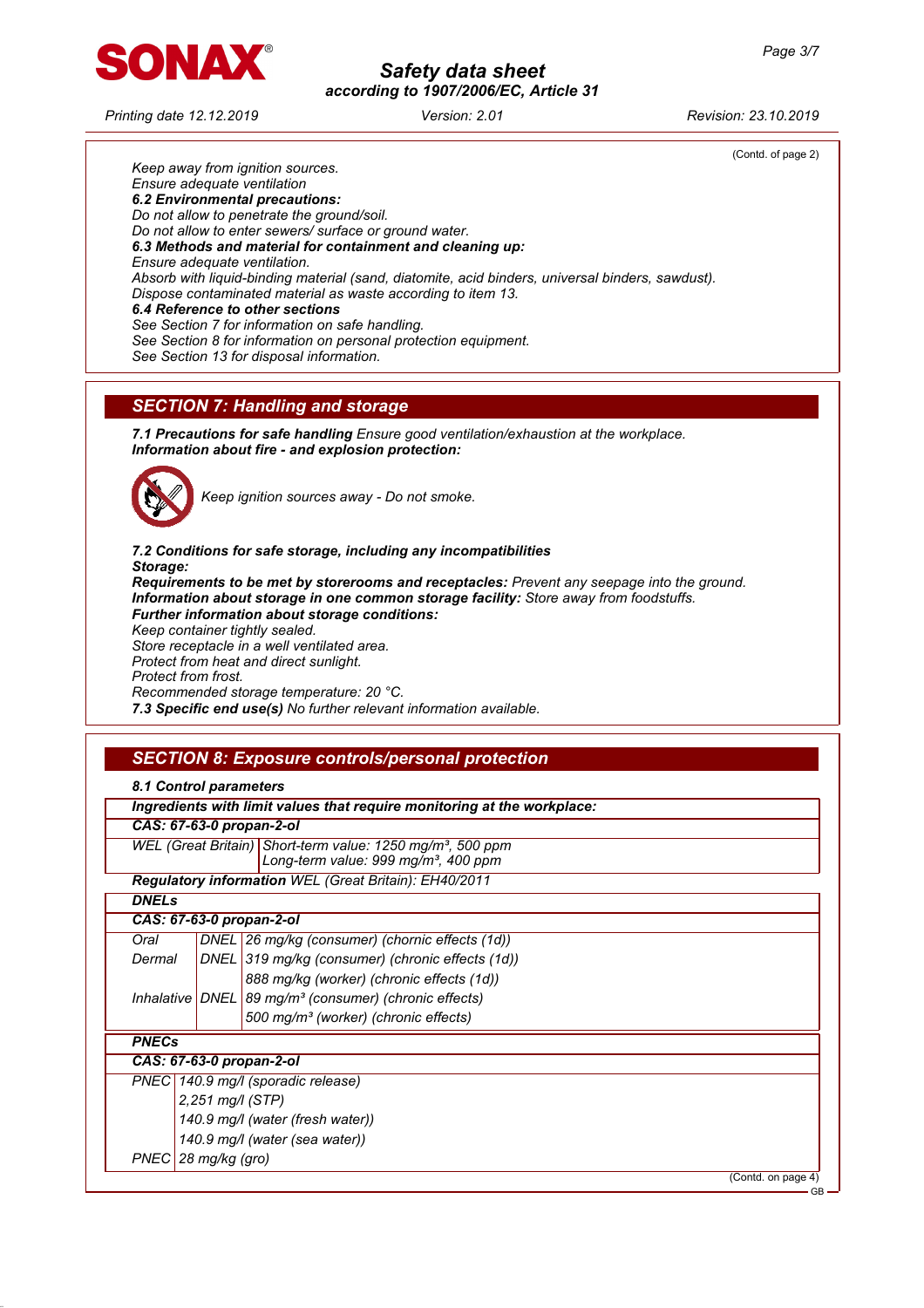(Contd. of page 2)

*Keep away from ignition sources.*
*Ensure adequate ventilation*

***6.2 Environmental precautions:***
*Do not allow to penetrate the ground/soil.*
*Do not allow to enter sewers/ surface or ground water.*

***6.3 Methods and material for containment and cleaning up:***
*Ensure adequate ventilation.*
*Absorb with liquid-binding material (sand, diatomite, acid binders, universal binders, sawdust).*
*Dispose contaminated material as waste according to item 13.*

***6.4 Reference to other sections***
*See Section 7 for information on safe handling.*
*See Section 8 for information on personal protection equipment.*
*See Section 13 for disposal information.*

## SECTION 7: Handling and storage

***7.1 Precautions for safe handling*** *Ensure good ventilation/exhaustion at the workplace.*
***Information about fire - and explosion protection:***

*Keep ignition sources away - Do not smoke.*

***7.2 Conditions for safe storage, including any incompatibilities***
***Storage:***
***Requirements to be met by storerooms and receptacles:*** *Prevent any seepage into the ground.*
***Information about storage in one common storage facility:*** *Store away from foodstuffs.*
***Further information about storage conditions:***
*Keep container tightly sealed.*
*Store receptacle in a well ventilated area.*
*Protect from heat and direct sunlight.*
*Protect from frost.*
*Recommended storage temperature: 20 °C.*
***7.3 Specific end use(s)*** *No further relevant information available.*

## SECTION 8: Exposure controls/personal protection

***8.1 Control parameters***

| ***Ingredients with limit values that require monitoring at the workplace:*** | |
|---|---|
| ***CAS: 67-63-0 propan-2-ol*** | |
| WEL (Great Britain) | Short-term value: 1250 mg/m³, 500 ppm<br>Long-term value: 999 mg/m³, 400 ppm |

***Regulatory information*** *WEL (Great Britain): EH40/2011*

| ***DNELs*** | | |
|---|---|---|
| ***CAS: 67-63-0 propan-2-ol*** | | |
| Oral | DNEL | 26 mg/kg (consumer) (chornic effects (1d)) |
| Dermal | DNEL | 319 mg/kg (consumer) (chronic effects (1d)) |
| | | 888 mg/kg (worker) (chronic effects (1d)) |
| Inhalative | DNEL | 89 mg/m³ (consumer) (chronic effects) |
| | | 500 mg/m³ (worker) (chronic effects) |

| ***PNECs*** | |
|---|---|
| ***CAS: 67-63-0 propan-2-ol*** | |
| PNEC | 140.9 mg/l (sporadic release) |
| | 2,251 mg/l (STP) |
| | 140.9 mg/l (water (fresh water)) |
| | 140.9 mg/l (water (sea water)) |
| PNEC | 28 mg/kg (gro) |

(Contd. on page 4)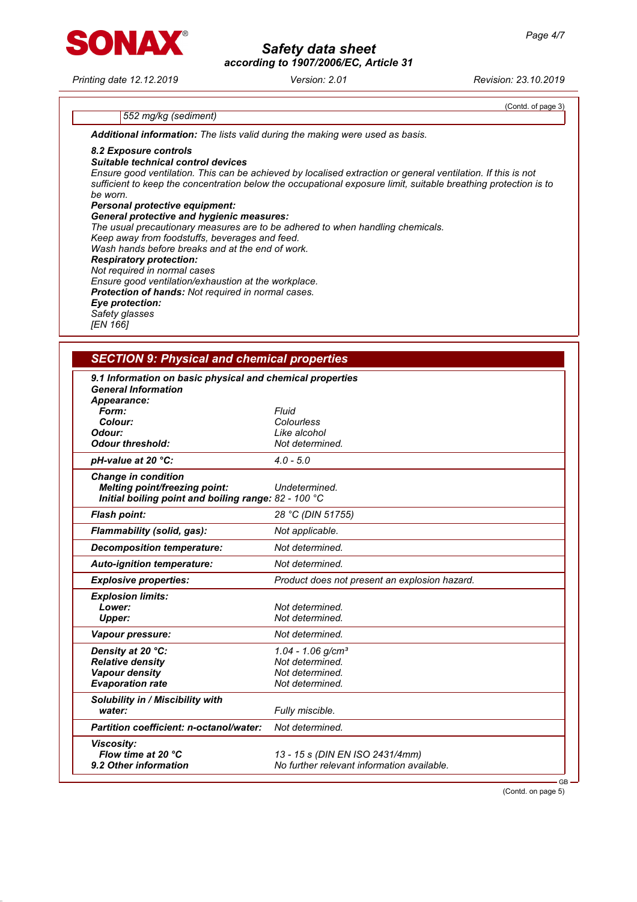(Contd. of page 3)

| | 552 mg/kg (sediment) |
|---|---|

***Additional information:*** *The lists valid during the making were used as basis.*

***8.2 Exposure controls***

***Suitable technical control devices***

*Ensure good ventilation. This can be achieved by localised extraction or general ventilation. If this is not sufficient to keep the concentration below the occupational exposure limit, suitable breathing protection is to be worn.*

***Personal protective equipment:***

***General protective and hygienic measures:***

*The usual precautionary measures are to be adhered to when handling chemicals.*
*Keep away from foodstuffs, beverages and feed.*
*Wash hands before breaks and at the end of work.*

***Respiratory protection:***

*Not required in normal cases*
*Ensure good ventilation/exhaustion at the workplace.*

***Protection of hands:*** *Not required in normal cases.*

***Eye protection:***

*Safety glasses*
*[EN 166]*

## SECTION 9: Physical and chemical properties

***9.1 Information on basic physical and chemical properties***

***General Information***

| | |
|---|---|
| ***Appearance:*** | |
| ***Form:*** | *Fluid* |
| ***Colour:*** | *Colourless* |
| ***Odour:*** | *Like alcohol* |
| ***Odour threshold:*** | *Not determined.* |
| ***pH-value at 20 °C:*** | *4.0 - 5.0* |
| ***Change in condition*** | |
| ***Melting point/freezing point:*** | *Undetermined.* |
| ***Initial boiling point and boiling range:*** | *82 - 100 °C* |
| ***Flash point:*** | *28 °C (DIN 51755)* |
| ***Flammability (solid, gas):*** | *Not applicable.* |
| ***Decomposition temperature:*** | *Not determined.* |
| ***Auto-ignition temperature:*** | *Not determined.* |
| ***Explosive properties:*** | *Product does not present an explosion hazard.* |
| ***Explosion limits:*** | |
| ***Lower:*** | *Not determined.* |
| ***Upper:*** | *Not determined.* |
| ***Vapour pressure:*** | *Not determined.* |
| ***Density at 20 °C:*** | *1.04 - 1.06 g/cm³* |
| ***Relative density*** | *Not determined.* |
| ***Vapour density*** | *Not determined.* |
| ***Evaporation rate*** | *Not determined.* |
| ***Solubility in / Miscibility with*** | |
| ***water:*** | *Fully miscible.* |
| ***Partition coefficient: n-octanol/water:*** | *Not determined.* |
| ***Viscosity:*** | |
| ***Flow time at 20 °C*** | *13 - 15 s (DIN EN ISO 2431/4mm)* |
| ***9.2 Other information*** | *No further relevant information available.* |

(Contd. on page 5)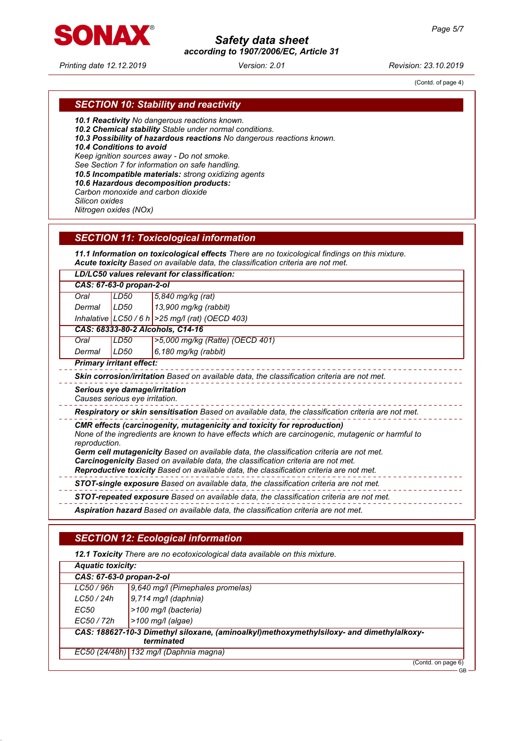(Contd. of page 4)

## SECTION 10: Stability and reactivity

**10.1 Reactivity** No dangerous reactions known.
**10.2 Chemical stability** Stable under normal conditions.
**10.3 Possibility of hazardous reactions** No dangerous reactions known.
**10.4 Conditions to avoid**
Keep ignition sources away - Do not smoke.
See Section 7 for information on safe handling.
**10.5 Incompatible materials:** strong oxidizing agents
**10.6 Hazardous decomposition products:**
Carbon monoxide and carbon dioxide
Silicon oxides
Nitrogen oxides (NOx)

## SECTION 11: Toxicological information

**11.1 Information on toxicological effects** There are no toxicological findings on this mixture.
**Acute toxicity** Based on available data, the classification criteria are not met.

| **LD/LC50 values relevant for classification:** | | |
|---|---|---|
| **CAS: 67-63-0 propan-2-ol** | | |
| Oral | LD50 | 5,840 mg/kg (rat) |
| Dermal | LD50 | 13,900 mg/kg (rabbit) |
| Inhalative | LC50 / 6 h | >25 mg/l (rat) (OECD 403) |
| **CAS: 68333-80-2 Alcohols, C14-16** | | |
| Oral | LD50 | >5,000 mg/kg (Ratte) (OECD 401) |
| Dermal | LD50 | 6,180 mg/kg (rabbit) |

**Primary irritant effect:**

**Skin corrosion/irritation** Based on available data, the classification criteria are not met.

**Serious eye damage/irritation**
Causes serious eye irritation.

**Respiratory or skin sensitisation** Based on available data, the classification criteria are not met.

**CMR effects (carcinogenity, mutagenicity and toxicity for reproduction)**
None of the ingredients are known to have effects which are carcinogenic, mutagenic or harmful to reproduction.
**Germ cell mutagenicity** Based on available data, the classification criteria are not met.
**Carcinogenicity** Based on available data, the classification criteria are not met.
**Reproductive toxicity** Based on available data, the classification criteria are not met.

**STOT-single exposure** Based on available data, the classification criteria are not met.

**STOT-repeated exposure** Based on available data, the classification criteria are not met.

**Aspiration hazard** Based on available data, the classification criteria are not met.

## SECTION 12: Ecological information

**12.1 Toxicity** There are no ecotoxicological data available on this mixture.

| **Aquatic toxicity:** | |
|---|---|
| **CAS: 67-63-0 propan-2-ol** | |
| LC50 / 96h | 9,640 mg/l (Pimephales promelas) |
| LC50 / 24h | 9,714 mg/l (daphnia) |
| EC50 | >100 mg/l (bacteria) |
| EC50 / 72h | >100 mg/l (algae) |
| **CAS: 188627-10-3 Dimethyl siloxane, (aminoalkyl)methoxymethylsiloxy- and dimethylalkoxy-terminated** | |
| EC50 (24/48h) | 132 mg/l (Daphnia magna) |

(Contd. on page 6)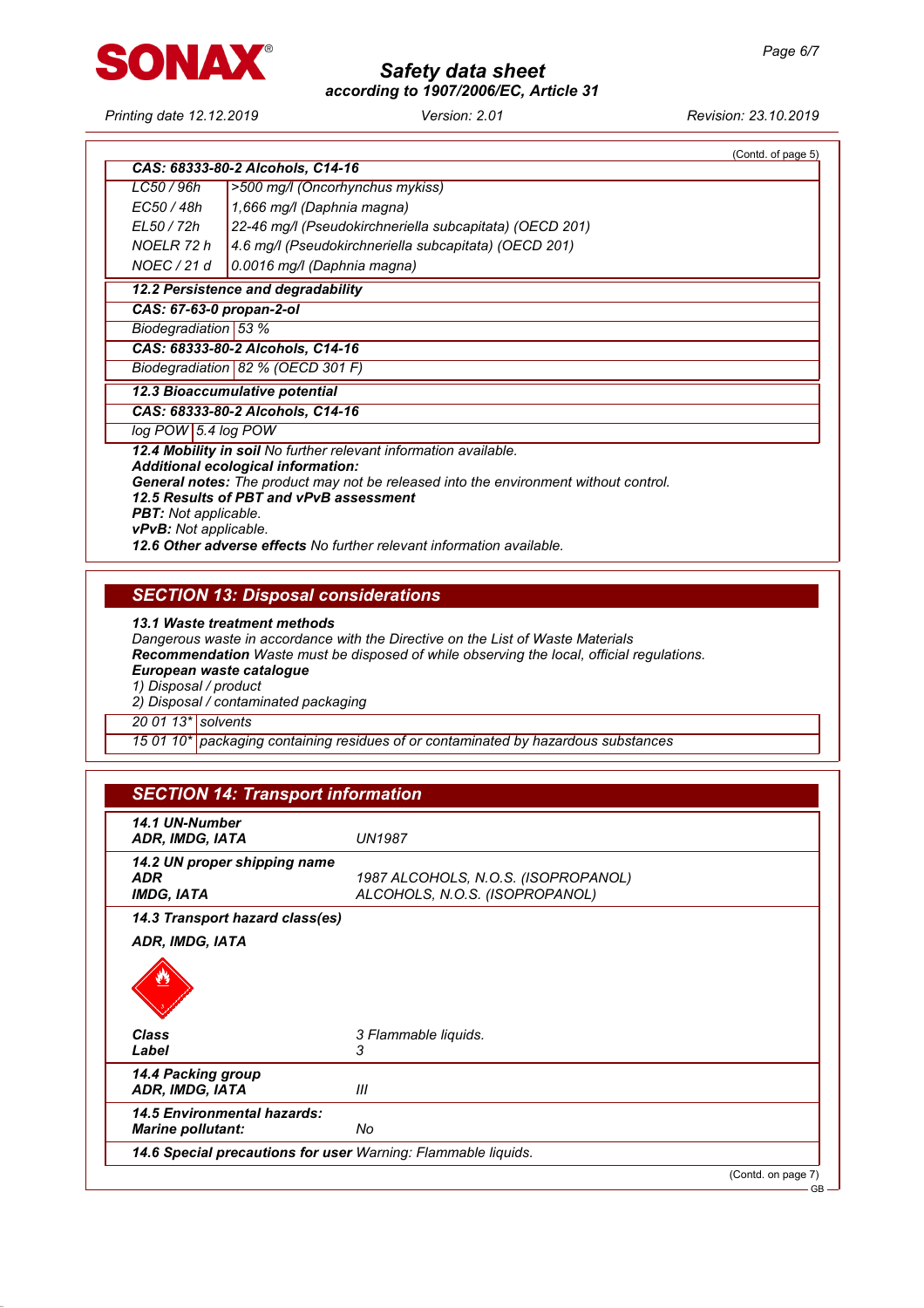(Contd. of page 5)

| CAS: 68333-80-2 Alcohols, C14-16 | |
|---|---|
| LC50 / 96h | >500 mg/l (Oncorhynchus mykiss) |
| EC50 / 48h | 1,666 mg/l (Daphnia magna) |
| EL50 / 72h | 22-46 mg/l (Pseudokirchneriella subcapitata) (OECD 201) |
| NOELR 72 h | 4.6 mg/l (Pseudokirchneriella subcapitata) (OECD 201) |
| NOEC / 21 d | 0.0016 mg/l (Daphnia magna) |

**12.2 Persistence and degradability**

| CAS: 67-63-0 propan-2-ol | |
|---|---|
| Biodegradiation | 53 % |
| **CAS: 68333-80-2 Alcohols, C14-16** | |
| Biodegradiation | 82 % (OECD 301 F) |

**12.3 Bioaccumulative potential**

| CAS: 68333-80-2 Alcohols, C14-16 | |
|---|---|
| log POW | 5.4 log POW |

**12.4 Mobility in soil** No further relevant information available.
**Additional ecological information:**
**General notes:** The product may not be released into the environment without control.
**12.5 Results of PBT and vPvB assessment**
**PBT:** Not applicable.
**vPvB:** Not applicable.
**12.6 Other adverse effects** No further relevant information available.

## SECTION 13: Disposal considerations

**13.1 Waste treatment methods**
Dangerous waste in accordance with the Directive on the List of Waste Materials
**Recommendation** Waste must be disposed of while observing the local, official regulations.
**European waste catalogue**
1) Disposal / product
2) Disposal / contaminated packaging

| | |
|---|---|
| 20 01 13* | solvents |
| 15 01 10* | packaging containing residues of or contaminated by hazardous substances |

## SECTION 14: Transport information

| | |
|---|---|
| **14.1 UN-Number**<br>**ADR, IMDG, IATA** | UN1987 |
| **14.2 UN proper shipping name**<br>**ADR**<br>**IMDG, IATA** | <br>1987 ALCOHOLS, N.O.S. (ISOPROPANOL)<br>ALCOHOLS, N.O.S. (ISOPROPANOL) |
| **14.3 Transport hazard class(es)** | |
| **ADR, IMDG, IATA** | |
| **Class**<br>**Label** | 3 Flammable liquids.<br>3 |
| **14.4 Packing group**<br>**ADR, IMDG, IATA** | <br>III |
| **14.5 Environmental hazards:**<br>**Marine pollutant:** | <br>No |

**14.6 Special precautions for user** Warning: Flammable liquids.

(Contd. on page 7)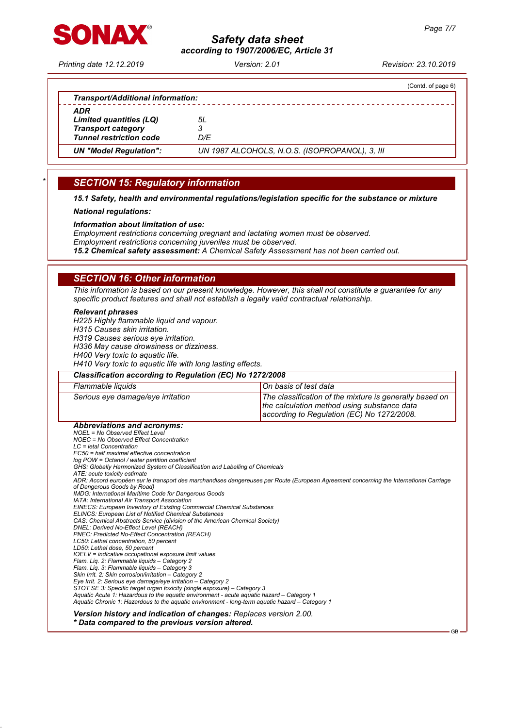(Contd. of page 6)

**Transport/Additional information:**

| | |
|---|---|
| **ADR** | |
| **Limited quantities (LQ)** | 5L |
| **Transport category** | 3 |
| **Tunnel restriction code** | D/E |
| **UN "Model Regulation":** | UN 1987 ALCOHOLS, N.O.S. (ISOPROPANOL), 3, III |

\*

## SECTION 15: Regulatory information

**15.1 Safety, health and environmental regulations/legislation specific for the substance or mixture**

**National regulations:**

**Information about limitation of use:**
Employment restrictions concerning pregnant and lactating women must be observed.
Employment restrictions concerning juveniles must be observed.

**15.2 Chemical safety assessment:** A Chemical Safety Assessment has not been carried out.

## SECTION 16: Other information

This information is based on our present knowledge. However, this shall not constitute a guarantee for any specific product features and shall not establish a legally valid contractual relationship.

**Relevant phrases**

H225 Highly flammable liquid and vapour.
H315 Causes skin irritation.
H319 Causes serious eye irritation.
H336 May cause drowsiness or dizziness.
H400 Very toxic to aquatic life.
H410 Very toxic to aquatic life with long lasting effects.

| **Classification according to Regulation (EC) No 1272/2008** | |
|---|---|
| Flammable liquids | On basis of test data |
| Serious eye damage/eye irritation | The classification of the mixture is generally based on the calculation method using substance data according to Regulation (EC) No 1272/2008. |

**Abbreviations and acronyms:**

NOEL = No Observed Effect Level
NOEC = No Observed Effect Concentration
LC = letal Concentration
EC50 = half maximal effective concentration
log POW = Octanol / water partition coefficient
GHS: Globally Harmonized System of Classification and Labelling of Chemicals
ATE: acute toxicity estimate
ADR: Accord européen sur le transport des marchandises dangereuses par Route (European Agreement concerning the International Carriage of Dangerous Goods by Road)
IMDG: International Maritime Code for Dangerous Goods
IATA: International Air Transport Association
EINECS: European Inventory of Existing Commercial Chemical Substances
ELINCS: European List of Notified Chemical Substances
CAS: Chemical Abstracts Service (division of the American Chemical Society)
DNEL: Derived No-Effect Level (REACH)
PNEC: Predicted No-Effect Concentration (REACH)
LC50: Lethal concentration, 50 percent
LD50: Lethal dose, 50 percent
IOELV = indicative occupational exposure limit values
Flam. Liq. 2: Flammable liquids – Category 2
Flam. Liq. 3: Flammable liquids – Category 3
Skin Irrit. 2: Skin corrosion/irritation – Category 2
Eye Irrit. 2: Serious eye damage/eye irritation – Category 2
STOT SE 3: Specific target organ toxicity (single exposure) – Category 3
Aquatic Acute 1: Hazardous to the aquatic environment - acute aquatic hazard – Category 1
Aquatic Chronic 1: Hazardous to the aquatic environment - long-term aquatic hazard – Category 1

**Version history and indication of changes:** Replaces version 2.00.
**\* Data compared to the previous version altered.**